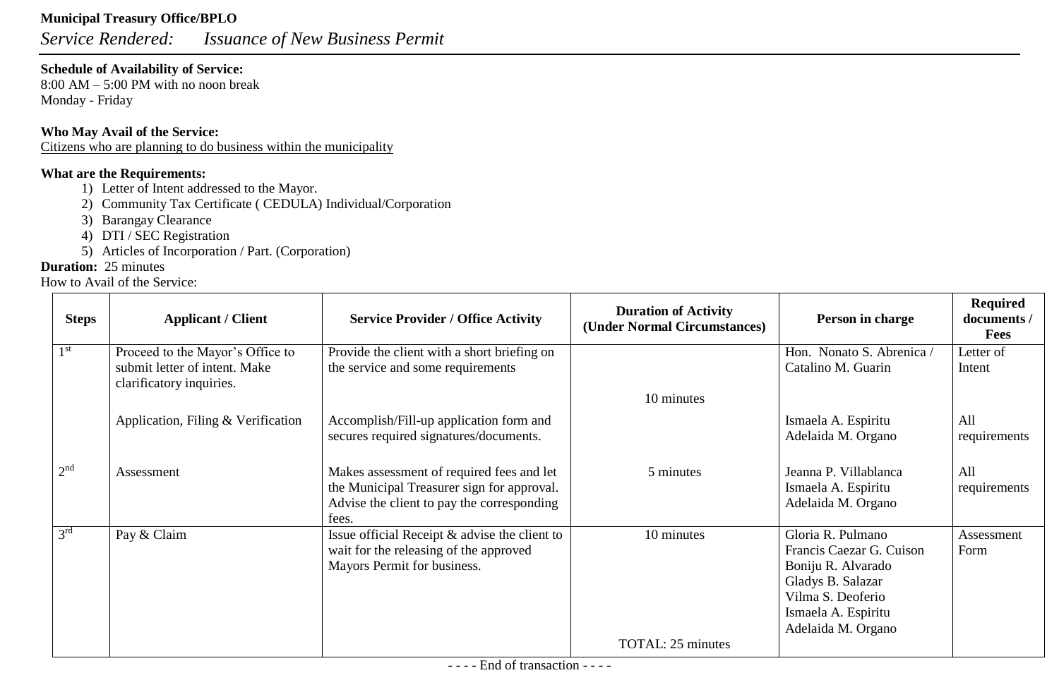**Municipal Treasury Office/BPLO**

*Service Rendered: Issuance of New Business Permit*

**Schedule of Availability of Service:**
8:00 AM – 5:00 PM with no noon break
Monday - Friday

**Who May Avail of the Service:**
Citizens who are planning to do business within the municipality

**What are the Requirements:**

1) Letter of Intent addressed to the Mayor.
2) Community Tax Certificate ( CEDULA) Individual/Corporation
3) Barangay Clearance
4) DTI / SEC Registration
5) Articles of Incorporation / Part. (Corporation)

**Duration:** 25 minutes

How to Avail of the Service:

| Steps | Applicant / Client | Service Provider / Office Activity | Duration of Activity (Under Normal Circumstances) | Person in charge | Required documents / Fees |
|---|---|---|---|---|---|
| 1st | Proceed to the Mayor's Office to submit letter of intent. Make clarificatory inquiries. | Provide the client with a short briefing on the service and some requirements | 10 minutes | Hon. Nonato S. Abrenica / Catalino M. Guarin | Letter of Intent |
| | Application, Filing & Verification | Accomplish/Fill-up application form and secures required signatures/documents. | | Ismaela A. Espiritu<br>Adelaida M. Organo | All requirements |
| 2nd | Assessment | Makes assessment of required fees and let the Municipal Treasurer sign for approval. Advise the client to pay the corresponding fees. | 5 minutes | Jeanna P. Villablanca<br>Ismaela A. Espiritu<br>Adelaida M. Organo | All requirements |
| 3rd | Pay & Claim | Issue official Receipt & advise the client to wait for the releasing of the approved Mayors Permit for business. | 10 minutes<br><br>TOTAL: 25 minutes | Gloria R. Pulmano<br>Francis Caezar G. Cuison<br>Boniju R. Alvarado<br>Gladys B. Salazar<br>Vilma S. Deoferio<br>Ismaela A. Espiritu<br>Adelaida M. Organo | Assessment Form |

- - - - End of transaction - - - -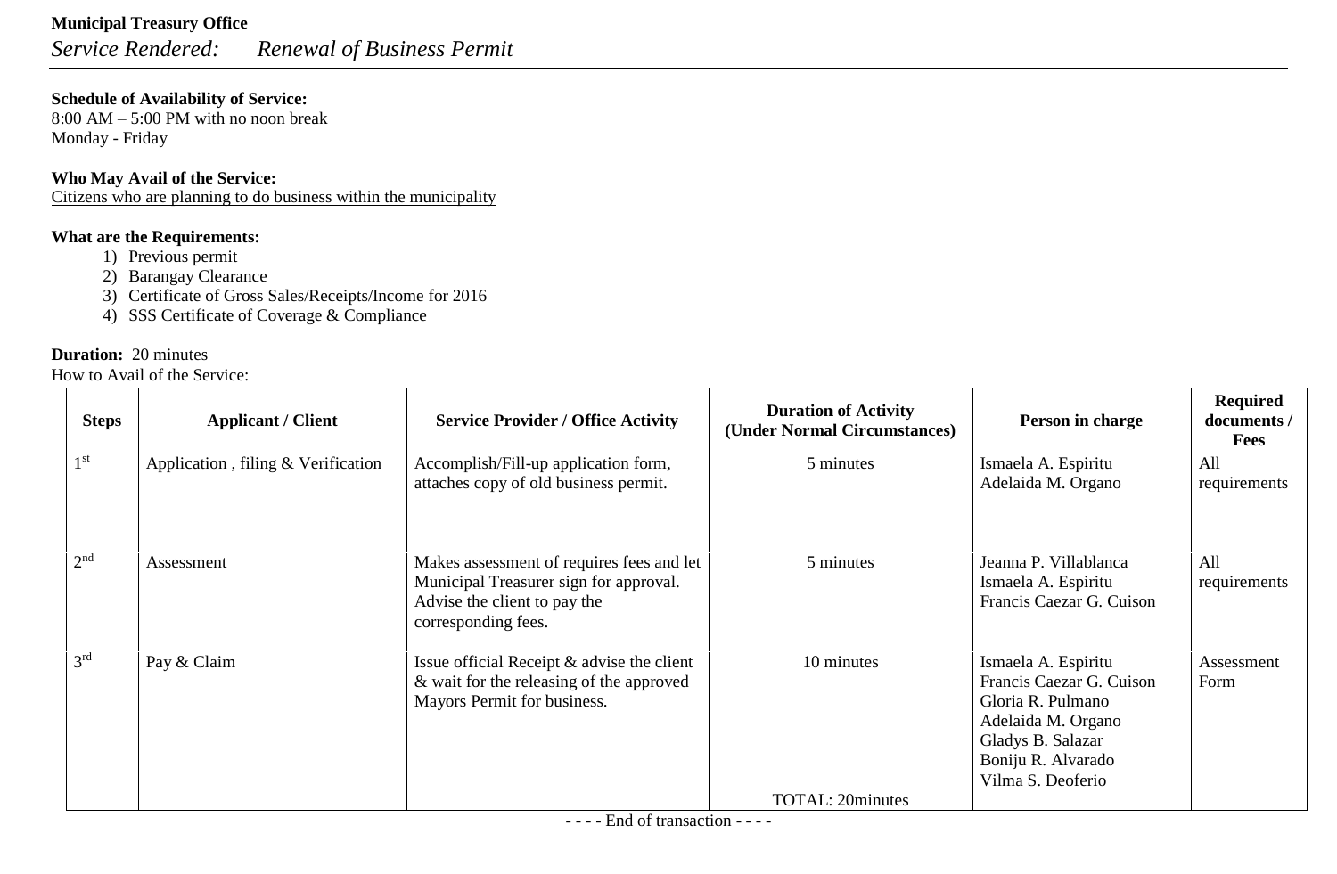**Municipal Treasury Office**

*Service Rendered: Renewal of Business Permit*

**Schedule of Availability of Service:**
8:00 AM – 5:00 PM with no noon break
Monday - Friday

**Who May Avail of the Service:**
Citizens who are planning to do business within the municipality

**What are the Requirements:**

1) Previous permit
2) Barangay Clearance
3) Certificate of Gross Sales/Receipts/Income for 2016
4) SSS Certificate of Coverage & Compliance

**Duration:** 20 minutes

How to Avail of the Service:

| Steps | Applicant / Client | Service Provider / Office Activity | Duration of Activity (Under Normal Circumstances) | Person in charge | Required documents / Fees |
|---|---|---|---|---|---|
| 1st | Application , filing & Verification | Accomplish/Fill-up application form, attaches copy of old business permit. | 5 minutes | Ismaela A. Espiritu<br>Adelaida M. Organo | All requirements |
| 2nd | Assessment | Makes assessment of requires fees and let Municipal Treasurer sign for approval. Advise the client to pay the corresponding fees. | 5 minutes | Jeanna P. Villablanca<br>Ismaela A. Espiritu<br>Francis Caezar G. Cuison | All requirements |
| 3rd | Pay & Claim | Issue official Receipt & advise the client & wait for the releasing of the approved Mayors Permit for business. | 10 minutes<br><br>TOTAL: 20minutes | Ismaela A. Espiritu<br>Francis Caezar G. Cuison<br>Gloria R. Pulmano<br>Adelaida M. Organo<br>Gladys B. Salazar<br>Boniju R. Alvarado<br>Vilma S. Deoferio | Assessment Form |

- - - - End of transaction - - - -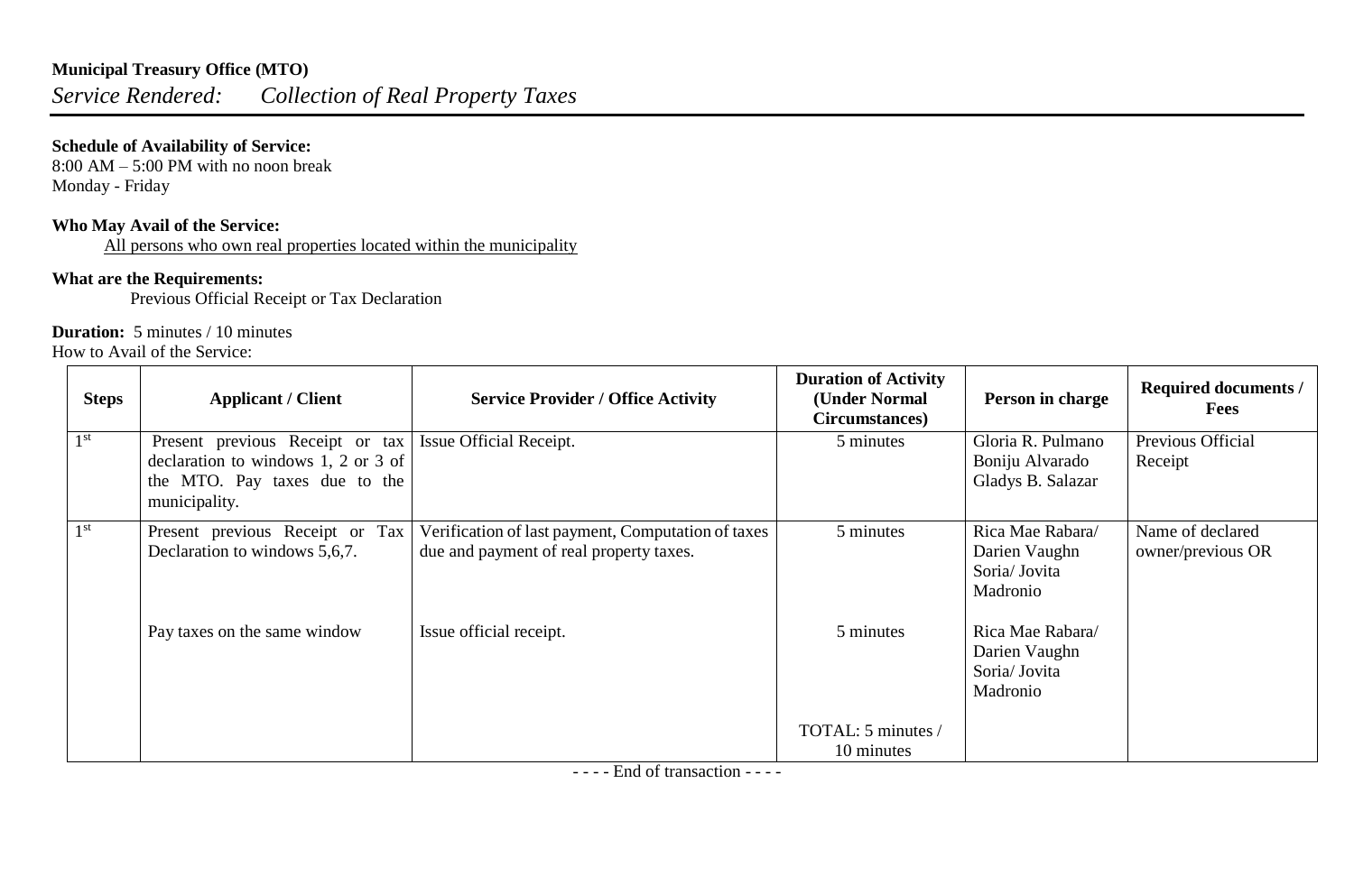**Municipal Treasury Office (MTO)**

*Service Rendered:* *Collection of Real Property Taxes*

**Schedule of Availability of Service:**
8:00 AM – 5:00 PM with no noon break
Monday - Friday

**Who May Avail of the Service:**
All persons who own real properties located within the municipality

**What are the Requirements:**
Previous Official Receipt or Tax Declaration

**Duration:** 5 minutes / 10 minutes
How to Avail of the Service:

| Steps | Applicant / Client | Service Provider / Office Activity | Duration of Activity (Under Normal Circumstances) | Person in charge | Required documents / Fees |
|---|---|---|---|---|---|
| 1st | Present previous Receipt or tax declaration to windows 1, 2 or 3 of the MTO. Pay taxes due to the municipality. | Issue Official Receipt. | 5 minutes | Gloria R. Pulmano Boniju Alvarado Gladys B. Salazar | Previous Official Receipt |
| 1st | Present previous Receipt or Tax Declaration to windows 5,6,7. | Verification of last payment, Computation of taxes due and payment of real property taxes. | 5 minutes | Rica Mae Rabara/ Darien Vaughn Soria/ Jovita Madronio | Name of declared owner/previous OR |
| | Pay taxes on the same window | Issue official receipt. | 5 minutes | Rica Mae Rabara/ Darien Vaughn Soria/ Jovita Madronio | |
| | | | TOTAL: 5 minutes / 10 minutes | | |

- - - - End of transaction - - - -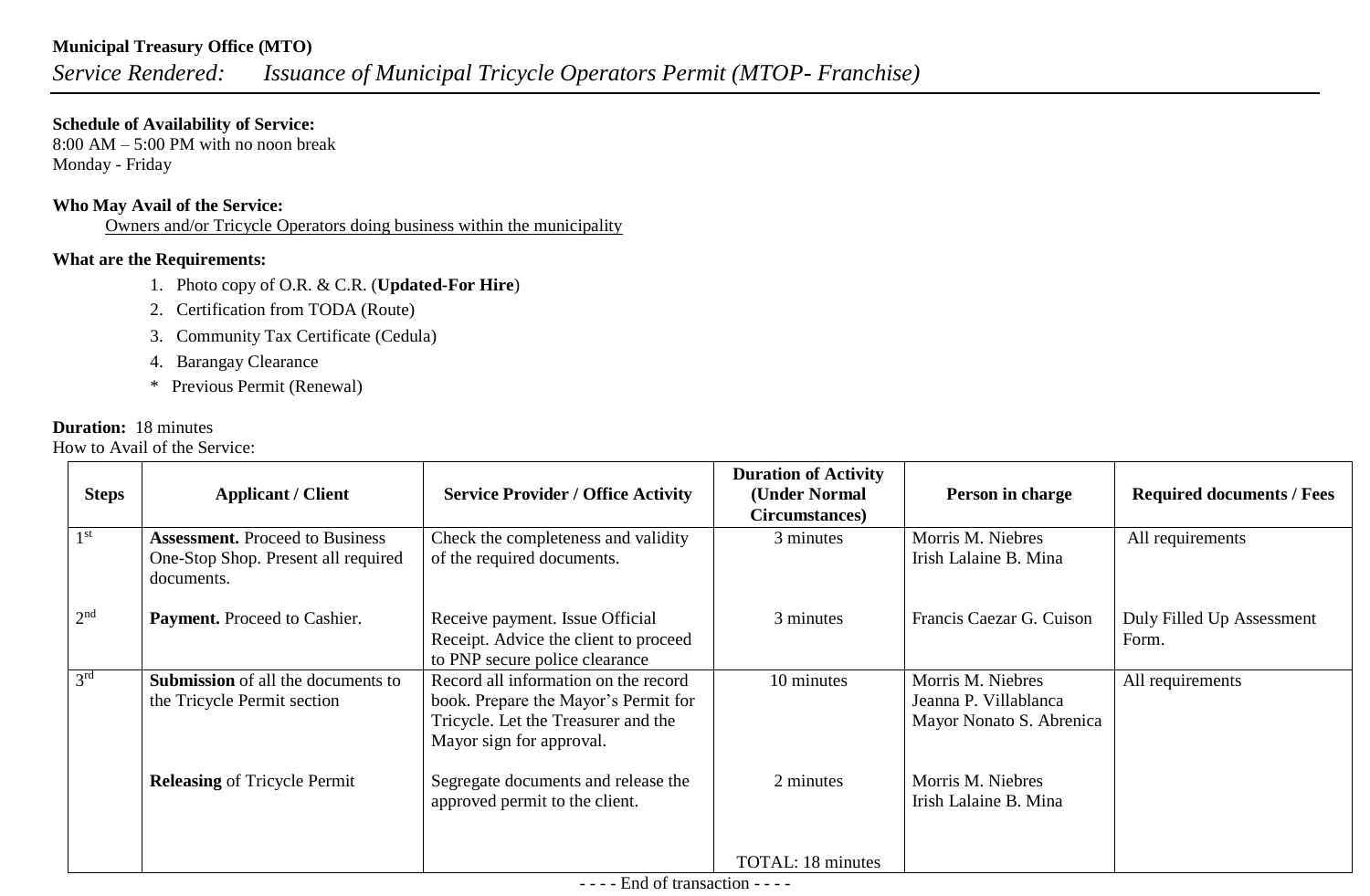**Municipal Treasury Office (MTO)**

*Service Rendered: Issuance of Municipal Tricycle Operators Permit (MTOP- Franchise)*

**Schedule of Availability of Service:**
8:00 AM – 5:00 PM with no noon break
Monday - Friday

**Who May Avail of the Service:**
Owners and/or Tricycle Operators doing business within the municipality

**What are the Requirements:**

1. Photo copy of O.R. & C.R. (**Updated-For Hire**)
2. Certification from TODA (Route)
3. Community Tax Certificate (Cedula)
4. Barangay Clearance

\* Previous Permit (Renewal)

**Duration:** 18 minutes
How to Avail of the Service:

| Steps | Applicant / Client | Service Provider / Office Activity | Duration of Activity (Under Normal Circumstances) | Person in charge | Required documents / Fees |
|---|---|---|---|---|---|
| 1st | **Assessment.** Proceed to Business One-Stop Shop. Present all required documents. | Check the completeness and validity of the required documents. | 3 minutes | Morris M. Niebres<br>Irish Lalaine B. Mina | All requirements |
| 2nd | **Payment.** Proceed to Cashier. | Receive payment. Issue Official Receipt. Advice the client to proceed to PNP secure police clearance | 3 minutes | Francis Caezar G. Cuison | Duly Filled Up Assessment Form. |
| 3rd | **Submission** of all the documents to the Tricycle Permit section | Record all information on the record book. Prepare the Mayor's Permit for Tricycle. Let the Treasurer and the Mayor sign for approval. | 10 minutes | Morris M. Niebres<br>Jeanna P. Villablanca<br>Mayor Nonato S. Abrenica | All requirements |
| | **Releasing** of Tricycle Permit | Segregate documents and release the approved permit to the client. | 2 minutes | Morris M. Niebres<br>Irish Lalaine B. Mina | |
| | | | TOTAL: 18 minutes | | |

- - - - End of transaction - - - -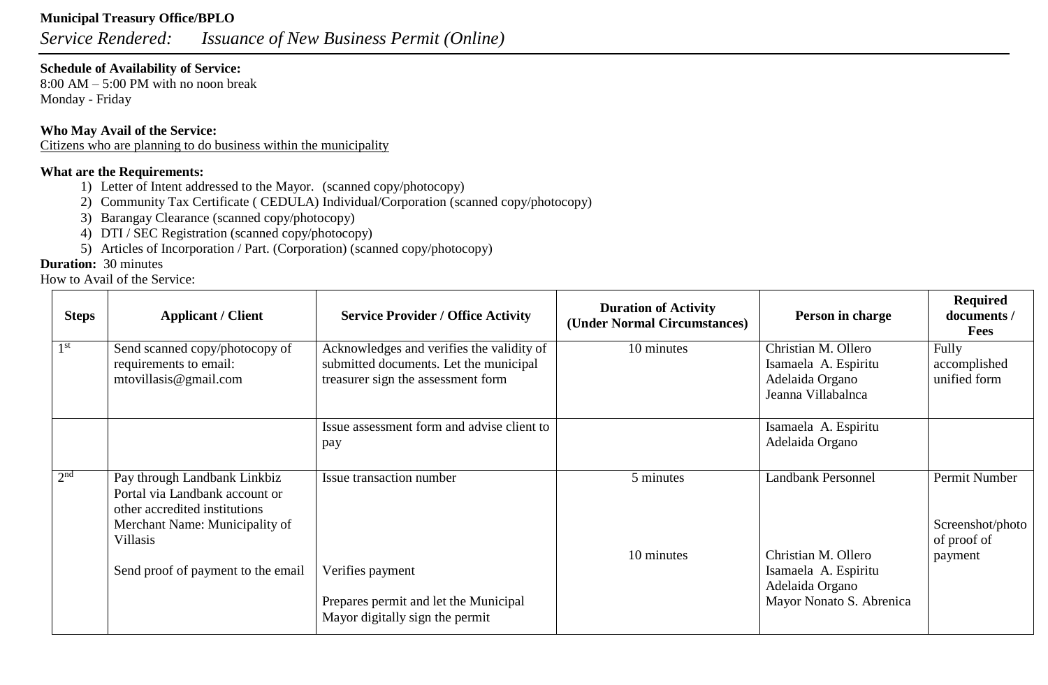**Municipal Treasury Office/BPLO**

*Service Rendered: Issuance of New Business Permit (Online)*

**Schedule of Availability of Service:**
8:00 AM – 5:00 PM with no noon break
Monday - Friday

**Who May Avail of the Service:**
Citizens who are planning to do business within the municipality

**What are the Requirements:**

1) Letter of Intent addressed to the Mayor. (scanned copy/photocopy)
2) Community Tax Certificate ( CEDULA) Individual/Corporation (scanned copy/photocopy)
3) Barangay Clearance (scanned copy/photocopy)
4) DTI / SEC Registration (scanned copy/photocopy)
5) Articles of Incorporation / Part. (Corporation) (scanned copy/photocopy)

**Duration:** 30 minutes

How to Avail of the Service:

| Steps | Applicant / Client | Service Provider / Office Activity | Duration of Activity (Under Normal Circumstances) | Person in charge | Required documents / Fees |
|---|---|---|---|---|---|
| 1st | Send scanned copy/photocopy of requirements to email: mtovillasis@gmail.com | Acknowledges and verifies the validity of submitted documents. Let the municipal treasurer sign the assessment form | 10 minutes | Christian M. Ollero<br>Isamaela A. Espiritu<br>Adelaida Organo<br>Jeanna Villabalnca | Fully accomplished unified form |
| | | Issue assessment form and advise client to pay | | Isamaela A. Espiritu<br>Adelaida Organo | |
| 2nd | Pay through Landbank Linkbiz Portal via Landbank account or other accredited institutions<br>Merchant Name: Municipality of Villasis<br><br>Send proof of payment to the email | Issue transaction number<br><br>Verifies payment<br><br>Prepares permit and let the Municipal Mayor digitally sign the permit | 5 minutes<br><br>10 minutes | Landbank Personnel<br><br>Christian M. Ollero<br>Isamaela A. Espiritu<br>Adelaida Organo<br>Mayor Nonato S. Abrenica | Permit Number<br><br>Screenshot/photo of proof of payment |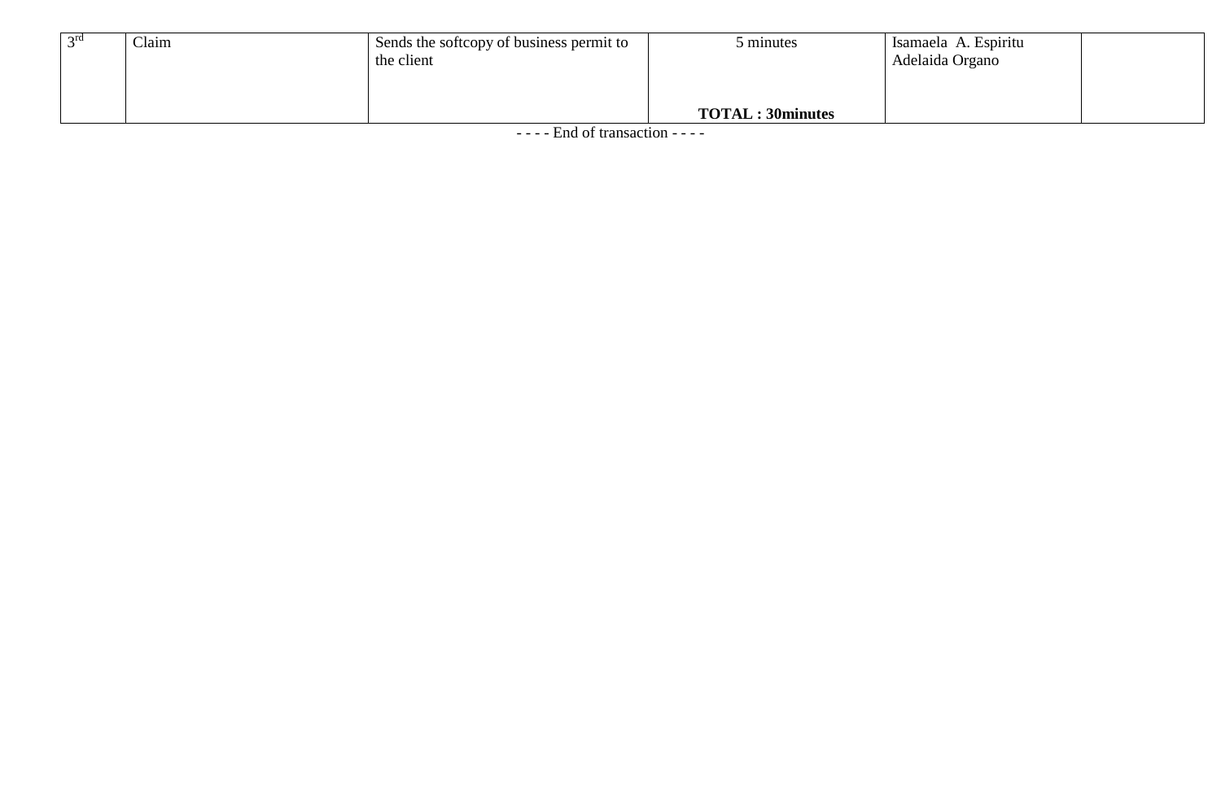| | | | | | |
|---|---|---|---|---|---|
| 3rd | Claim | Sends the softcopy of business permit to the client | 5 minutes<br><br>**TOTAL : 30minutes** | Isamaela A. Espiritu<br>Adelaida Organo | |

- - - - End of transaction - - - -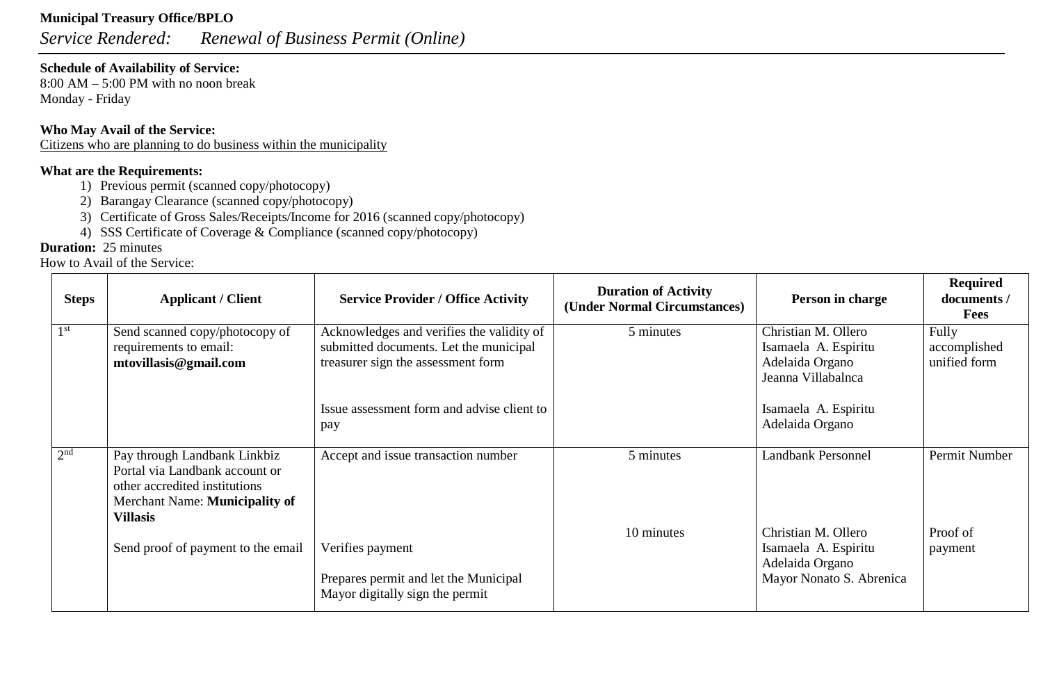**Municipal Treasury Office/BPLO**

*Service Rendered: Renewal of Business Permit (Online)*

**Schedule of Availability of Service:**
8:00 AM – 5:00 PM with no noon break
Monday - Friday

**Who May Avail of the Service:**
Citizens who are planning to do business within the municipality

**What are the Requirements:**

1) Previous permit (scanned copy/photocopy)
2) Barangay Clearance (scanned copy/photocopy)
3) Certificate of Gross Sales/Receipts/Income for 2016 (scanned copy/photocopy)
4) SSS Certificate of Coverage & Compliance (scanned copy/photocopy)

**Duration:** 25 minutes

How to Avail of the Service:

| Steps | Applicant / Client | Service Provider / Office Activity | Duration of Activity (Under Normal Circumstances) | Person in charge | Required documents / Fees |
|---|---|---|---|---|---|
| 1st | Send scanned copy/photocopy of requirements to email: **mtovillasis@gmail.com** | Acknowledges and verifies the validity of submitted documents. Let the municipal treasurer sign the assessment form | 5 minutes | Christian M. Ollero<br>Isamaela A. Espiritu<br>Adelaida Organo<br>Jeanna Villabalnca | Fully accomplished unified form |
| | | Issue assessment form and advise client to pay | | Isamaela A. Espiritu<br>Adelaida Organo | |
| 2nd | Pay through Landbank Linkbiz Portal via Landbank account or other accredited institutions Merchant Name: **Municipality of Villasis** | Accept and issue transaction number | 5 minutes | Landbank Personnel | Permit Number |
| | Send proof of payment to the email | Verifies payment<br><br>Prepares permit and let the Municipal Mayor digitally sign the permit | 10 minutes | Christian M. Ollero<br>Isamaela A. Espiritu<br>Adelaida Organo<br>Mayor Nonato S. Abrenica | Proof of payment |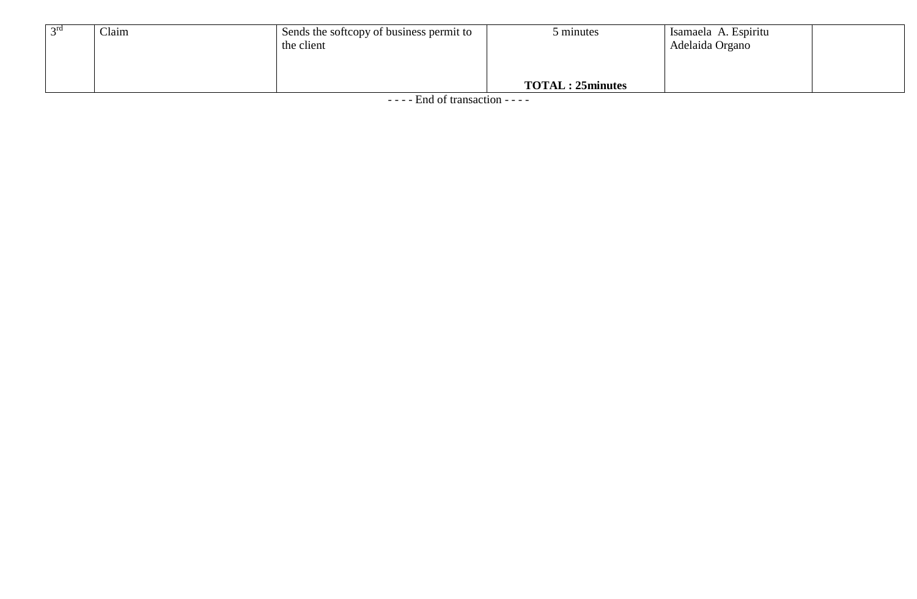| | | | | | |
|---|---|---|---|---|---|
| 3rd | Claim | Sends the softcopy of business permit to the client | 5 minutes<br><br>**TOTAL : 25minutes** | Isamaela A. Espiritu<br>Adelaida Organo | |

- - - - End of transaction - - - -